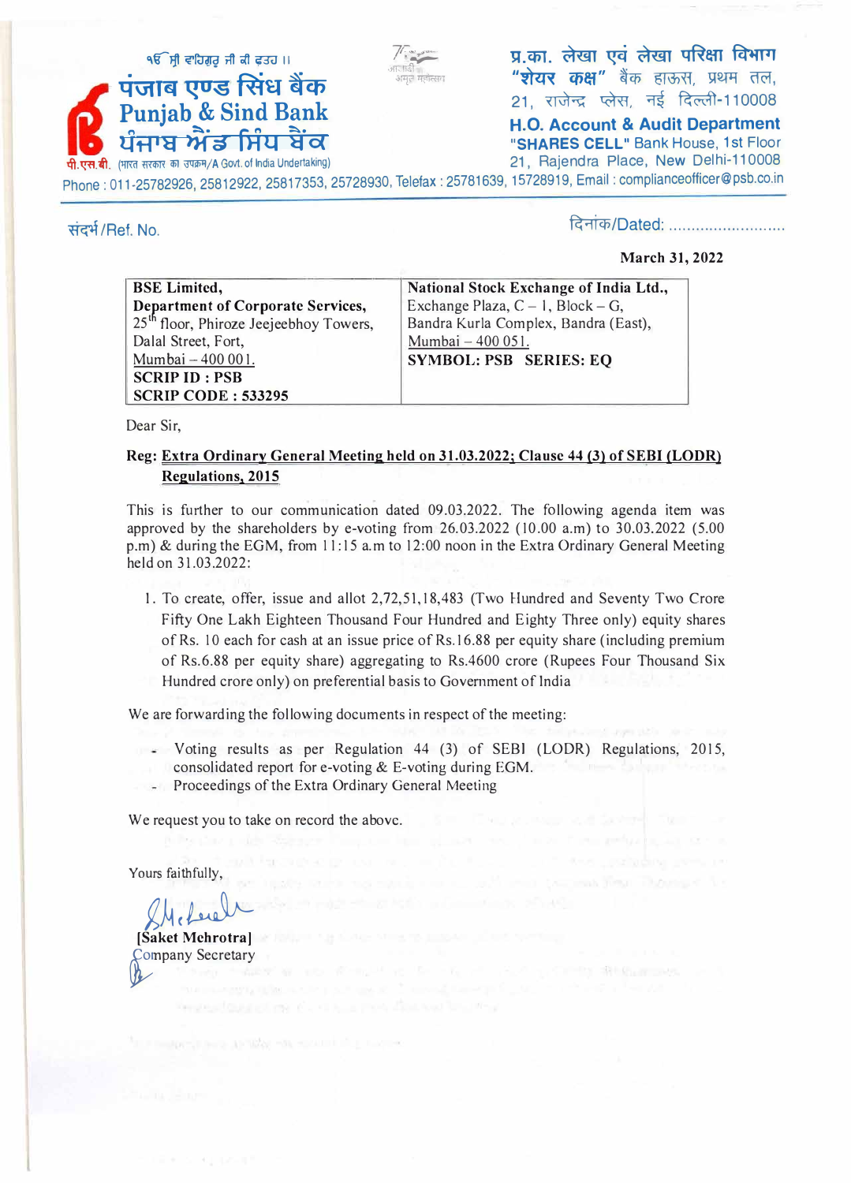ੴ ਸ੍ਰੀ ਵਾਹਿਗੁਰੂ ਜੀ ਕੀ ਫ਼ਤਹ ॥

**पंजाब एण्ड सिंध बैंक**
**Punjab & Sind Bank**
**ਪੰਜਾਬ ਐਂਡ ਸਿੰਧ ਬੈਂਕ**

पी.एस.बी. (भारत सरकार का उपक्रम/A Govt. of India Undertaking)

**प्र.का. लेखा एवं लेखा परिक्षा विभाग**
**"शेयर कक्ष"** बैंक हाऊस, प्रथम तल,
21, राजेन्द्र प्लेस, नई दिल्ली-110008

**H.O. Account & Audit Department**
**"SHARES CELL"** Bank House, 1st Floor
21, Rajendra Place, New Delhi-110008

Phone : 011-25782926, 25812922, 25817353, 25728930, Telefax : 25781639, 15728919, Email : complianceofficer@psb.co.in

संदर्भ/Ref. No.

दिनांक/Dated: ..........................

**March 31, 2022**

| **BSE Limited,**<br>**Department of Corporate Services,**<br>25th floor, Phiroze Jeejeebhoy Towers,<br>Dalal Street, Fort,<br>Mumbai – 400 001.<br>**SCRIP ID : PSB**<br>**SCRIP CODE : 533295** | **National Stock Exchange of India Ltd.,**<br>Exchange Plaza, C – 1, Block – G,<br>Bandra Kurla Complex, Bandra (East),<br>Mumbai – 400 051.<br>**SYMBOL: PSB SERIES: EQ** |
|---|---|

Dear Sir,

**Reg: Extra Ordinary General Meeting held on 31.03.2022; Clause 44 (3) of SEBI (LODR) Regulations, 2015**

This is further to our communication dated 09.03.2022. The following agenda item was approved by the shareholders by e-voting from 26.03.2022 (10.00 a.m) to 30.03.2022 (5.00 p.m) & during the EGM, from 11:15 a.m to 12:00 noon in the Extra Ordinary General Meeting held on 31.03.2022:

1. To create, offer, issue and allot 2,72,51,18,483 (Two Hundred and Seventy Two Crore Fifty One Lakh Eighteen Thousand Four Hundred and Eighty Three only) equity shares of Rs. 10 each for cash at an issue price of Rs.16.88 per equity share (including premium of Rs.6.88 per equity share) aggregating to Rs.4600 crore (Rupees Four Thousand Six Hundred crore only) on preferential basis to Government of India

We are forwarding the following documents in respect of the meeting:

- Voting results as per Regulation 44 (3) of SEBI (LODR) Regulations, 2015, consolidated report for e-voting & E-voting during EGM.
- Proceedings of the Extra Ordinary General Meeting

We request you to take on record the above.

Yours faithfully,

[Saket Mehrotra]
Company Secretary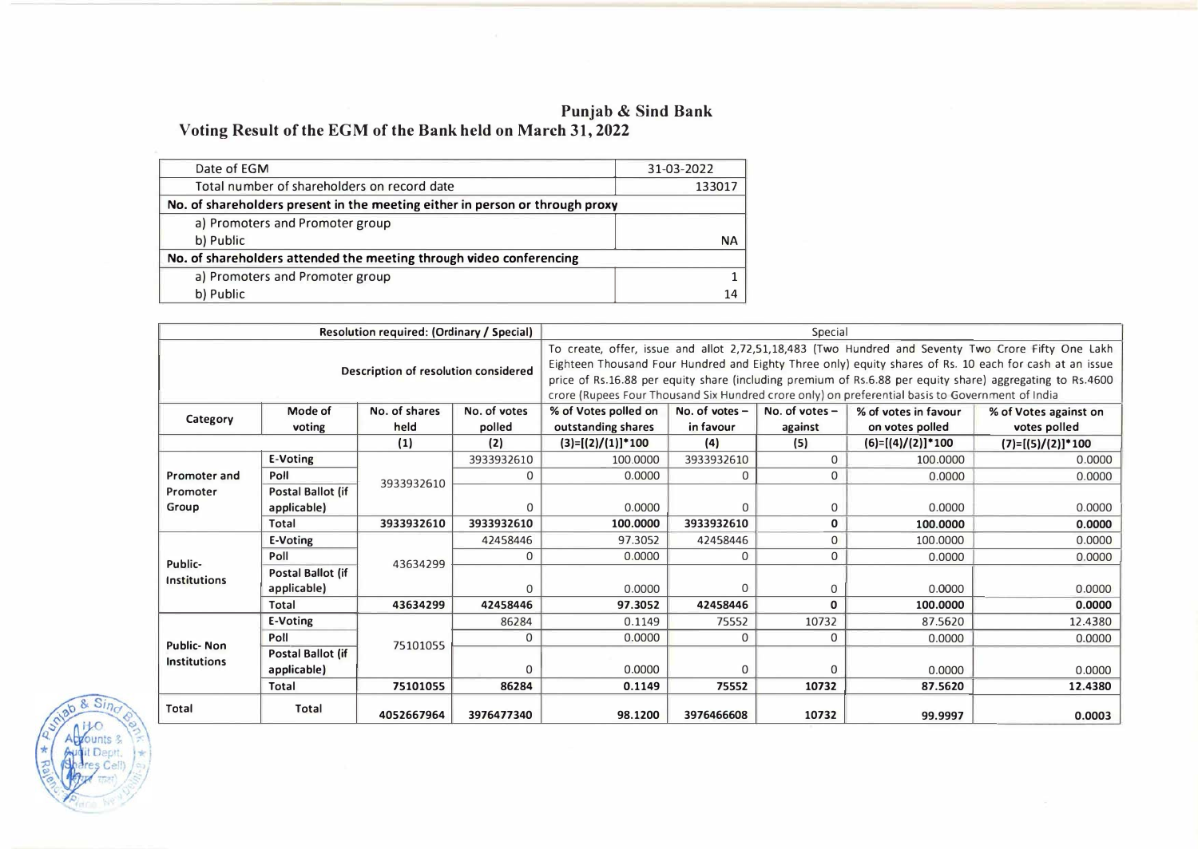# Punjab & Sind Bank

## Voting Result of the EGM of the Bank held on March 31, 2022

| Date of EGM | 31-03-2022 |
|---|---|
| Total number of shareholders on record date | 133017 |
| **No. of shareholders present in the meeting either in person or through proxy** | |
| a) Promoters and Promoter group | |
| b) Public | NA |
| **No. of shareholders attended the meeting through video conferencing** | |
| a) Promoters and Promoter group | 1 |
| b) Public | 14 |

| **Resolution required: (Ordinary / Special)** | | | | Special | | | | |
|---|---|---|---|---|---|---|---|---|
| **Description of resolution considered** | | | | To create, offer, issue and allot 2,72,51,18,483 (Two Hundred and Seventy Two Crore Fifty One Lakh Eighteen Thousand Four Hundred and Eighty Three only) equity shares of Rs. 10 each for cash at an issue price of Rs.16.88 per equity share (including premium of Rs.6.88 per equity share) aggregating to Rs.4600 crore (Rupees Four Thousand Six Hundred crore only) on preferential basis to Government of India | | | | |
| **Category** | **Mode of voting** | **No. of shares held** | **No. of votes polled** | **% of Votes polled on outstanding shares** | **No. of votes – in favour** | **No. of votes – against** | **% of votes in favour on votes polled** | **% of Votes against on votes polled** |
| | | **(1)** | **(2)** | **(3)=[(2)/(1)]*100** | **(4)** | **(5)** | **(6)=[(4)/(2)]*100** | **(7)=[(5)/(2)]*100** |
| **Promoter and Promoter Group** | **E-Voting** | 3933932610 | 3933932610 | 100.0000 | 3933932610 | 0 | 100.0000 | 0.0000 |
| | **Poll** | | 0 | 0.0000 | 0 | 0 | 0.0000 | 0.0000 |
| | **Postal Ballot (if applicable)** | | 0 | 0.0000 | 0 | 0 | 0.0000 | 0.0000 |
| | **Total** | **3933932610** | **3933932610** | **100.0000** | **3933932610** | **0** | **100.0000** | **0.0000** |
| **Public-Institutions** | **E-Voting** | 43634299 | 42458446 | 97.3052 | 42458446 | 0 | 100.0000 | 0.0000 |
| | **Poll** | | 0 | 0.0000 | 0 | 0 | 0.0000 | 0.0000 |
| | **Postal Ballot (if applicable)** | | 0 | 0.0000 | 0 | 0 | 0.0000 | 0.0000 |
| | **Total** | **43634299** | **42458446** | **97.3052** | **42458446** | **0** | **100.0000** | **0.0000** |
| **Public- Non Institutions** | **E-Voting** | 75101055 | 86284 | 0.1149 | 75552 | 10732 | 87.5620 | 12.4380 |
| | **Poll** | | 0 | 0.0000 | 0 | 0 | 0.0000 | 0.0000 |
| | **Postal Ballot (if applicable)** | | 0 | 0.0000 | 0 | 0 | 0.0000 | 0.0000 |
| | **Total** | **75101055** | **86284** | **0.1149** | **75552** | **10732** | **87.5620** | **12.4380** |
| **Total** | **Total** | **4052667964** | **3976477340** | **98.1200** | **3976466608** | **10732** | **99.9997** | **0.0003** |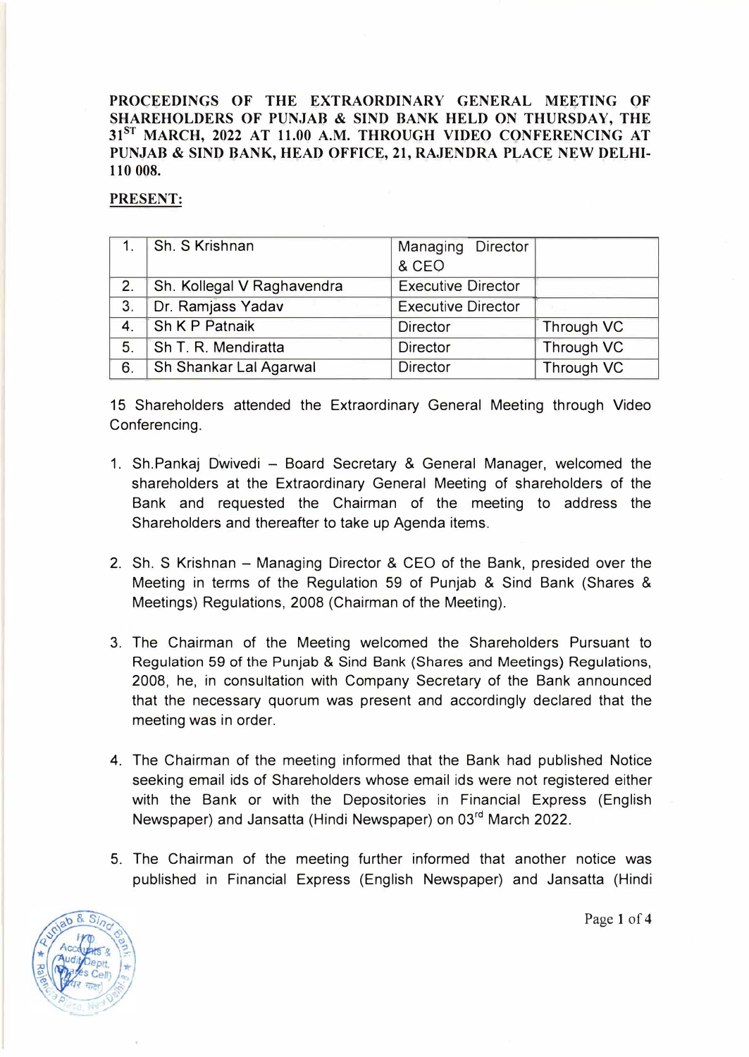**PROCEEDINGS OF THE EXTRAORDINARY GENERAL MEETING OF SHAREHOLDERS OF PUNJAB & SIND BANK HELD ON THURSDAY, THE 31ST MARCH, 2022 AT 11.00 A.M. THROUGH VIDEO CONFERENCING AT PUNJAB & SIND BANK, HEAD OFFICE, 21, RAJENDRA PLACE NEW DELHI-110 008.**

**PRESENT:**

| | | | |
|---|---|---|---|
| 1. | Sh. S Krishnan | Managing Director & CEO | |
| 2. | Sh. Kollegal V Raghavendra | Executive Director | |
| 3. | Dr. Ramjass Yadav | Executive Director | |
| 4. | Sh K P Patnaik | Director | Through VC |
| 5. | Sh T. R. Mendiratta | Director | Through VC |
| 6. | Sh Shankar Lal Agarwal | Director | Through VC |

15 Shareholders attended the Extraordinary General Meeting through Video Conferencing.

1. Sh.Pankaj Dwivedi – Board Secretary & General Manager, welcomed the shareholders at the Extraordinary General Meeting of shareholders of the Bank and requested the Chairman of the meeting to address the Shareholders and thereafter to take up Agenda items.

2. Sh. S Krishnan – Managing Director & CEO of the Bank, presided over the Meeting in terms of the Regulation 59 of Punjab & Sind Bank (Shares & Meetings) Regulations, 2008 (Chairman of the Meeting).

3. The Chairman of the Meeting welcomed the Shareholders Pursuant to Regulation 59 of the Punjab & Sind Bank (Shares and Meetings) Regulations, 2008, he, in consultation with Company Secretary of the Bank announced that the necessary quorum was present and accordingly declared that the meeting was in order.

4. The Chairman of the meeting informed that the Bank had published Notice seeking email ids of Shareholders whose email ids were not registered either with the Bank or with the Depositories in Financial Express (English Newspaper) and Jansatta (Hindi Newspaper) on 03rd March 2022.

5. The Chairman of the meeting further informed that another notice was published in Financial Express (English Newspaper) and Jansatta (Hindi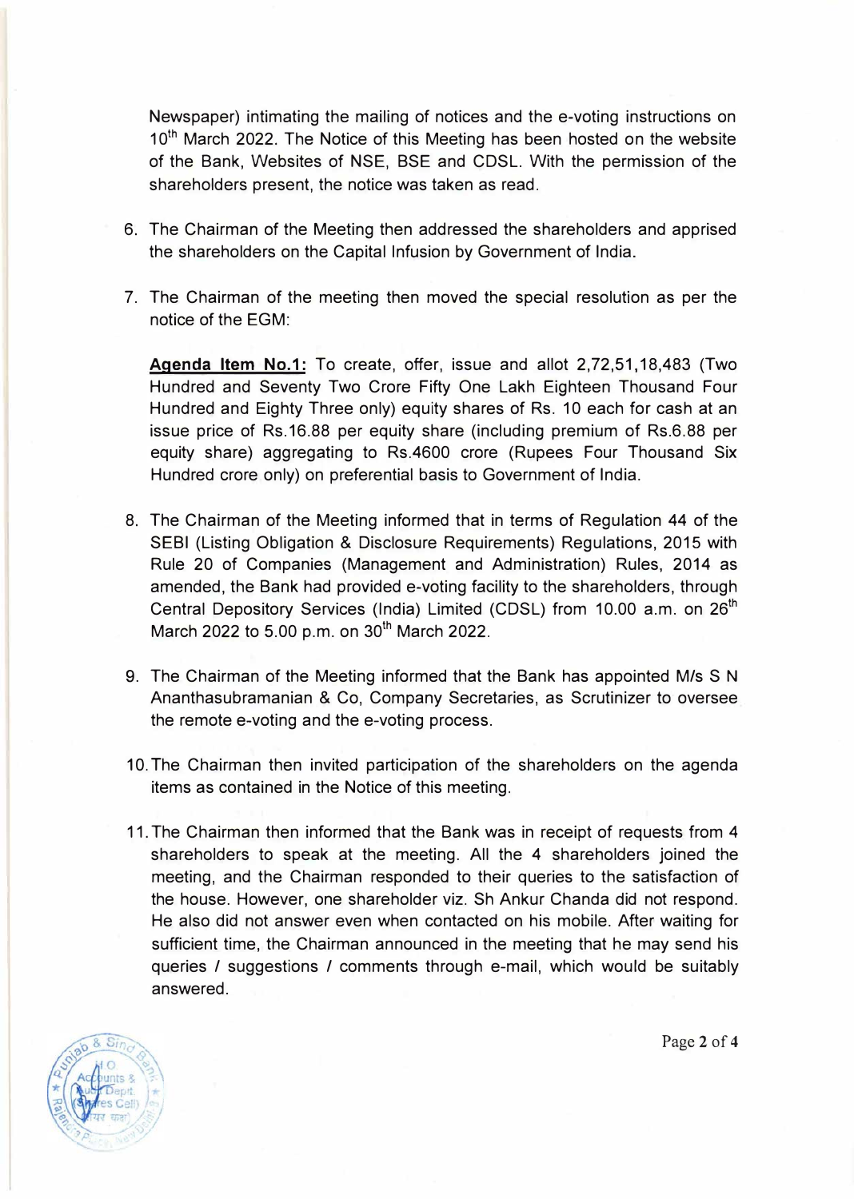Newspaper) intimating the mailing of notices and the e-voting instructions on 10th March 2022. The Notice of this Meeting has been hosted on the website of the Bank, Websites of NSE, BSE and CDSL. With the permission of the shareholders present, the notice was taken as read.

6. The Chairman of the Meeting then addressed the shareholders and apprised the shareholders on the Capital Infusion by Government of India.

7. The Chairman of the meeting then moved the special resolution as per the notice of the EGM:

   **Agenda Item No.1:** To create, offer, issue and allot 2,72,51,18,483 (Two Hundred and Seventy Two Crore Fifty One Lakh Eighteen Thousand Four Hundred and Eighty Three only) equity shares of Rs. 10 each for cash at an issue price of Rs.16.88 per equity share (including premium of Rs.6.88 per equity share) aggregating to Rs.4600 crore (Rupees Four Thousand Six Hundred crore only) on preferential basis to Government of India.

8. The Chairman of the Meeting informed that in terms of Regulation 44 of the SEBI (Listing Obligation & Disclosure Requirements) Regulations, 2015 with Rule 20 of Companies (Management and Administration) Rules, 2014 as amended, the Bank had provided e-voting facility to the shareholders, through Central Depository Services (India) Limited (CDSL) from 10.00 a.m. on 26th March 2022 to 5.00 p.m. on 30th March 2022.

9. The Chairman of the Meeting informed that the Bank has appointed M/s S N Ananthasubramanian & Co, Company Secretaries, as Scrutinizer to oversee the remote e-voting and the e-voting process.

10. The Chairman then invited participation of the shareholders on the agenda items as contained in the Notice of this meeting.

11. The Chairman then informed that the Bank was in receipt of requests from 4 shareholders to speak at the meeting. All the 4 shareholders joined the meeting, and the Chairman responded to their queries to the satisfaction of the house. However, one shareholder viz. Sh Ankur Chanda did not respond. He also did not answer even when contacted on his mobile. After waiting for sufficient time, the Chairman announced in the meeting that he may send his queries / suggestions / comments through e-mail, which would be suitably answered.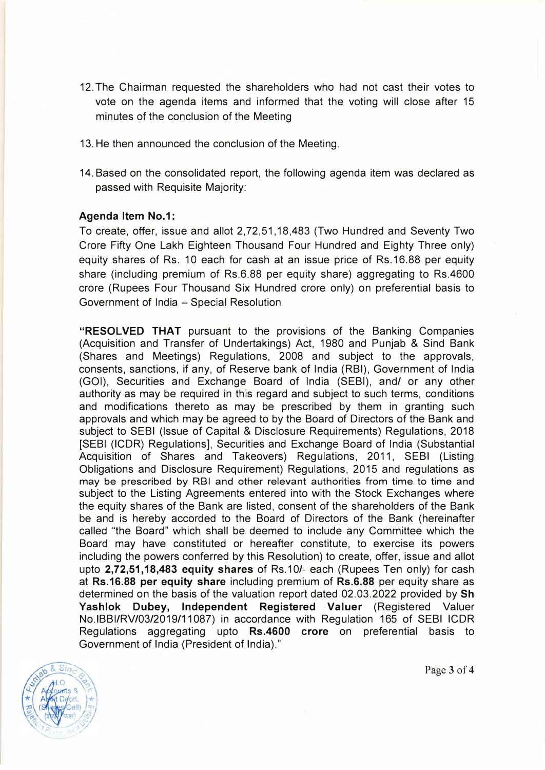12. The Chairman requested the shareholders who had not cast their votes to vote on the agenda items and informed that the voting will close after 15 minutes of the conclusion of the Meeting

13. He then announced the conclusion of the Meeting.

14. Based on the consolidated report, the following agenda item was declared as passed with Requisite Majority:

**Agenda Item No.1:**

To create, offer, issue and allot 2,72,51,18,483 (Two Hundred and Seventy Two Crore Fifty One Lakh Eighteen Thousand Four Hundred and Eighty Three only) equity shares of Rs. 10 each for cash at an issue price of Rs.16.88 per equity share (including premium of Rs.6.88 per equity share) aggregating to Rs.4600 crore (Rupees Four Thousand Six Hundred crore only) on preferential basis to Government of India – Special Resolution

**"RESOLVED THAT** pursuant to the provisions of the Banking Companies (Acquisition and Transfer of Undertakings) Act, 1980 and Punjab & Sind Bank (Shares and Meetings) Regulations, 2008 and subject to the approvals, consents, sanctions, if any, of Reserve bank of India (RBI), Government of India (GOI), Securities and Exchange Board of India (SEBI), and/ or any other authority as may be required in this regard and subject to such terms, conditions and modifications thereto as may be prescribed by them in granting such approvals and which may be agreed to by the Board of Directors of the Bank and subject to SEBI (Issue of Capital & Disclosure Requirements) Regulations, 2018 [SEBI (ICDR) Regulations], Securities and Exchange Board of India (Substantial Acquisition of Shares and Takeovers) Regulations, 2011, SEBI (Listing Obligations and Disclosure Requirement) Regulations, 2015 and regulations as may be prescribed by RBI and other relevant authorities from time to time and subject to the Listing Agreements entered into with the Stock Exchanges where the equity shares of the Bank are listed, consent of the shareholders of the Bank be and is hereby accorded to the Board of Directors of the Bank (hereinafter called "the Board" which shall be deemed to include any Committee which the Board may have constituted or hereafter constitute, to exercise its powers including the powers conferred by this Resolution) to create, offer, issue and allot upto **2,72,51,18,483 equity shares** of Rs.10/- each (Rupees Ten only) for cash at **Rs.16.88 per equity share** including premium of **Rs.6.88** per equity share as determined on the basis of the valuation report dated 02.03.2022 provided by **Sh Yashlok Dubey, Independent Registered Valuer** (Registered Valuer No.IBBI/RV/03/2019/11087) in accordance with Regulation 165 of SEBI ICDR Regulations aggregating upto **Rs.4600 crore** on preferential basis to Government of India (President of India)."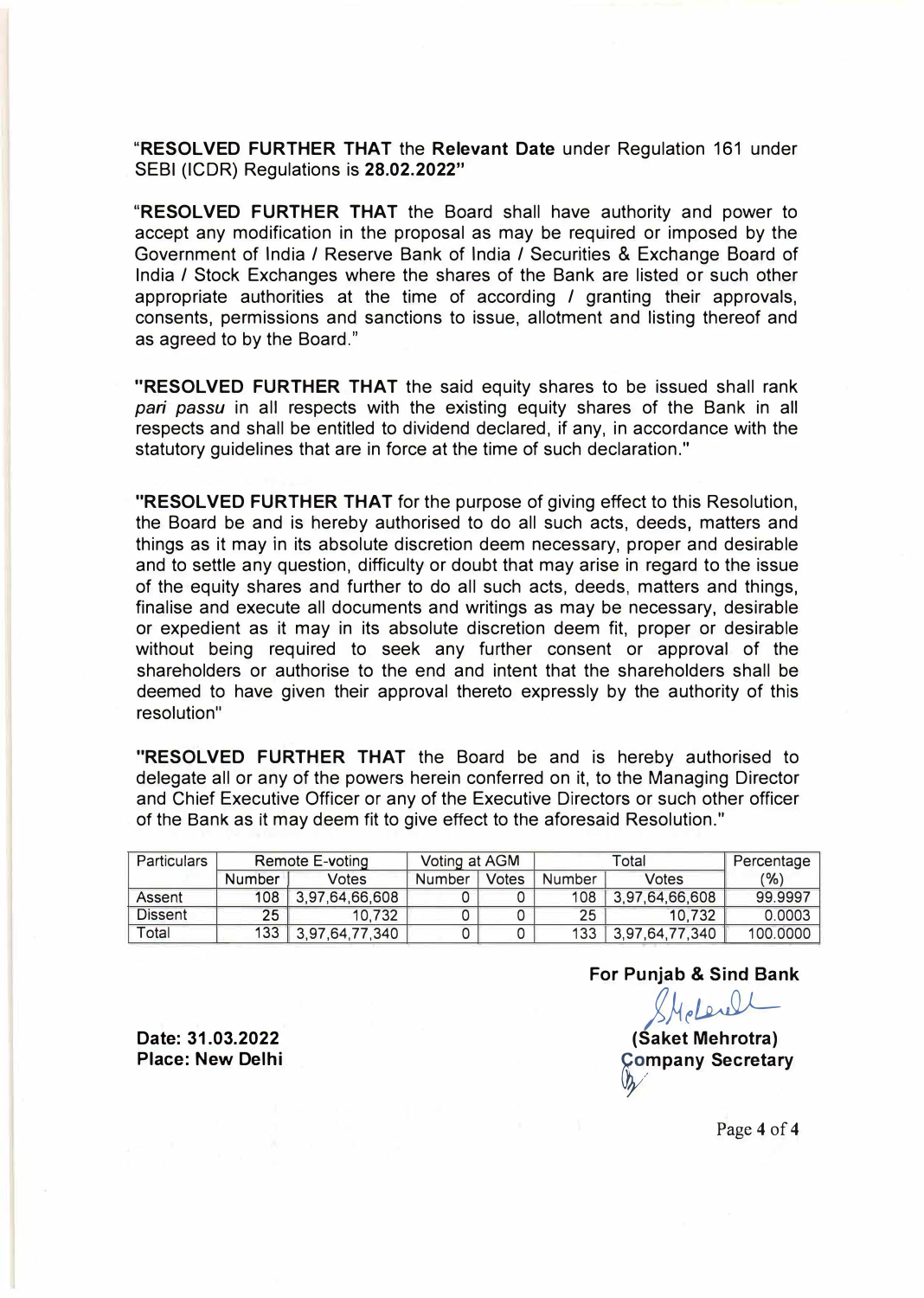"**RESOLVED FURTHER THAT** the **Relevant Date** under Regulation 161 under SEBI (ICDR) Regulations is **28.02.2022"**

"**RESOLVED FURTHER THAT** the Board shall have authority and power to accept any modification in the proposal as may be required or imposed by the Government of India / Reserve Bank of India / Securities & Exchange Board of India / Stock Exchanges where the shares of the Bank are listed or such other appropriate authorities at the time of according / granting their approvals, consents, permissions and sanctions to issue, allotment and listing thereof and as agreed to by the Board."

"**RESOLVED FURTHER THAT** the said equity shares to be issued shall rank *pari passu* in all respects with the existing equity shares of the Bank in all respects and shall be entitled to dividend declared, if any, in accordance with the statutory guidelines that are in force at the time of such declaration."

"**RESOLVED FURTHER THAT** for the purpose of giving effect to this Resolution, the Board be and is hereby authorised to do all such acts, deeds, matters and things as it may in its absolute discretion deem necessary, proper and desirable and to settle any question, difficulty or doubt that may arise in regard to the issue of the equity shares and further to do all such acts, deeds, matters and things, finalise and execute all documents and writings as may be necessary, desirable or expedient as it may in its absolute discretion deem fit, proper or desirable without being required to seek any further consent or approval of the shareholders or authorise to the end and intent that the shareholders shall be deemed to have given their approval thereto expressly by the authority of this resolution"

"**RESOLVED FURTHER THAT** the Board be and is hereby authorised to delegate all or any of the powers herein conferred on it, to the Managing Director and Chief Executive Officer or any of the Executive Directors or such other officer of the Bank as it may deem fit to give effect to the aforesaid Resolution."

| Particulars | Remote E-voting | | Voting at AGM | | Total | | Percentage |
|---|---|---|---|---|---|---|---|
| | Number | Votes | Number | Votes | Number | Votes | (%) |
| Assent | 108 | 3,97,64,66,608 | 0 | 0 | 108 | 3,97,64,66,608 | 99.9997 |
| Dissent | 25 | 10,732 | 0 | 0 | 25 | 10,732 | 0.0003 |
| Total | 133 | 3,97,64,77,340 | 0 | 0 | 133 | 3,97,64,77,340 | 100.0000 |

**For Punjab & Sind Bank**

**(Saket Mehrotra)**
**Company Secretary**

**Date: 31.03.2022**
**Place: New Delhi**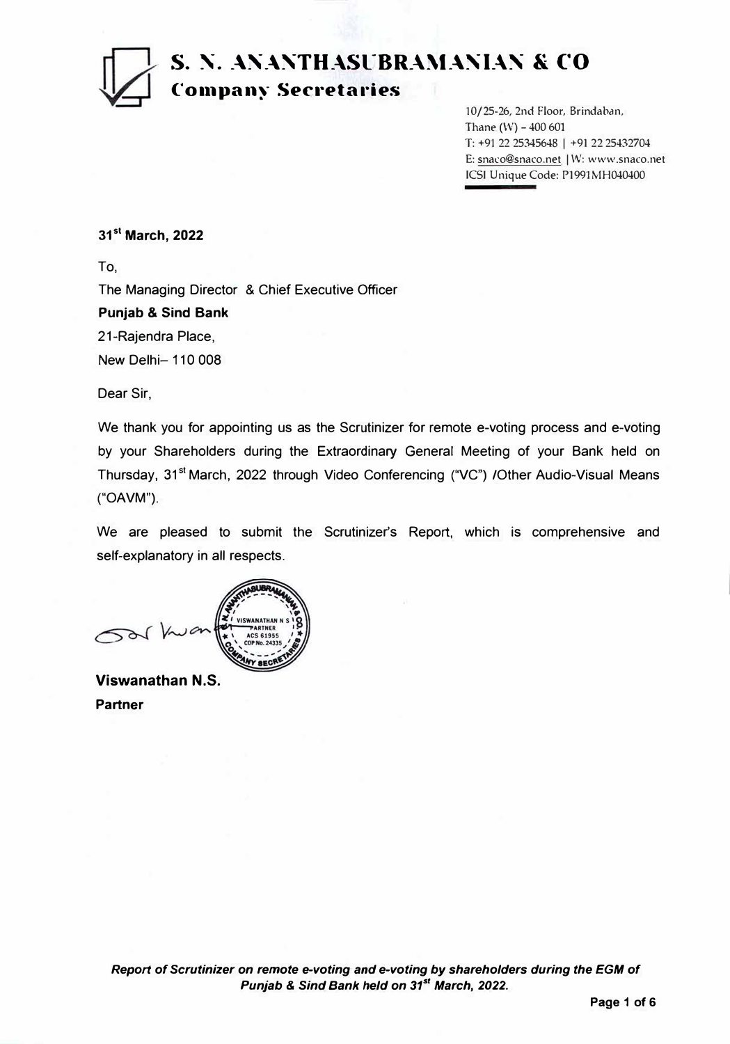# S. N. ANANTHASUBRAMANIAN & CO
## Company Secretaries

10/25-26, 2nd Floor, Brindaban,
Thane (W) – 400 601
T: +91 22 25345648 | +91 22 25432704
E: snaco@snaco.net | W: www.snaco.net
ICSI Unique Code: P1991MH040400

**31st March, 2022**

To,

The Managing Director & Chief Executive Officer

**Punjab & Sind Bank**

21-Rajendra Place,

New Delhi– 110 008

Dear Sir,

We thank you for appointing us as the Scrutinizer for remote e-voting process and e-voting by your Shareholders during the Extraordinary General Meeting of your Bank held on Thursday, 31st March, 2022 through Video Conferencing ("VC") /Other Audio-Visual Means ("OAVM").

We are pleased to submit the Scrutinizer's Report, which is comprehensive and self-explanatory in all respects.

**Viswanathan N.S.**

**Partner**

***Report of Scrutinizer on remote e-voting and e-voting by shareholders during the EGM of Punjab & Sind Bank held on 31st March, 2022.***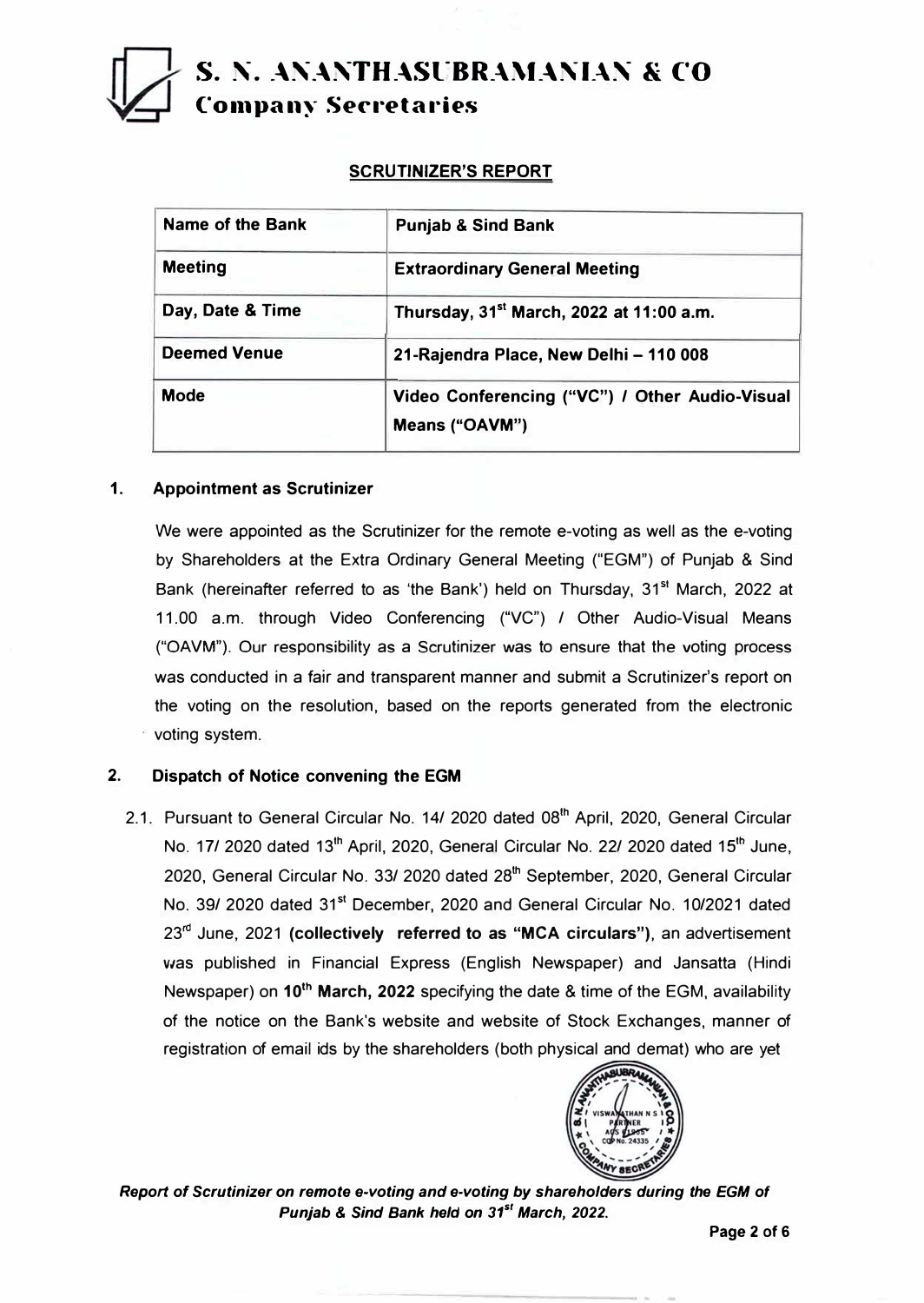# S. N. ANANTHASUBRAMANIAN & CO
## Company Secretaries

### SCRUTINIZER'S REPORT

| Name of the Bank | Punjab & Sind Bank |
|---|---|
| Meeting | Extraordinary General Meeting |
| Day, Date & Time | Thursday, 31st March, 2022 at 11:00 a.m. |
| Deemed Venue | 21-Rajendra Place, New Delhi – 110 008 |
| Mode | Video Conferencing ("VC") / Other Audio-Visual Means ("OAVM") |

**1. Appointment as Scrutinizer**

We were appointed as the Scrutinizer for the remote e-voting as well as the e-voting by Shareholders at the Extra Ordinary General Meeting ("EGM") of Punjab & Sind Bank (hereinafter referred to as 'the Bank') held on Thursday, 31st March, 2022 at 11.00 a.m. through Video Conferencing ("VC") / Other Audio-Visual Means ("OAVM"). Our responsibility as a Scrutinizer was to ensure that the voting process was conducted in a fair and transparent manner and submit a Scrutinizer's report on the voting on the resolution, based on the reports generated from the electronic voting system.

**2. Dispatch of Notice convening the EGM**

2.1. Pursuant to General Circular No. 14/ 2020 dated 08th April, 2020, General Circular No. 17/ 2020 dated 13th April, 2020, General Circular No. 22/ 2020 dated 15th June, 2020, General Circular No. 33/ 2020 dated 28th September, 2020, General Circular No. 39/ 2020 dated 31st December, 2020 and General Circular No. 10/2021 dated 23rd June, 2021 **(collectively referred to as "MCA circulars")**, an advertisement was published in Financial Express (English Newspaper) and Jansatta (Hindi Newspaper) on **10th March, 2022** specifying the date & time of the EGM, availability of the notice on the Bank's website and website of Stock Exchanges, manner of registration of email ids by the shareholders (both physical and demat) who are yet

***Report of Scrutinizer on remote e-voting and e-voting by shareholders during the EGM of Punjab & Sind Bank held on 31st March, 2022.***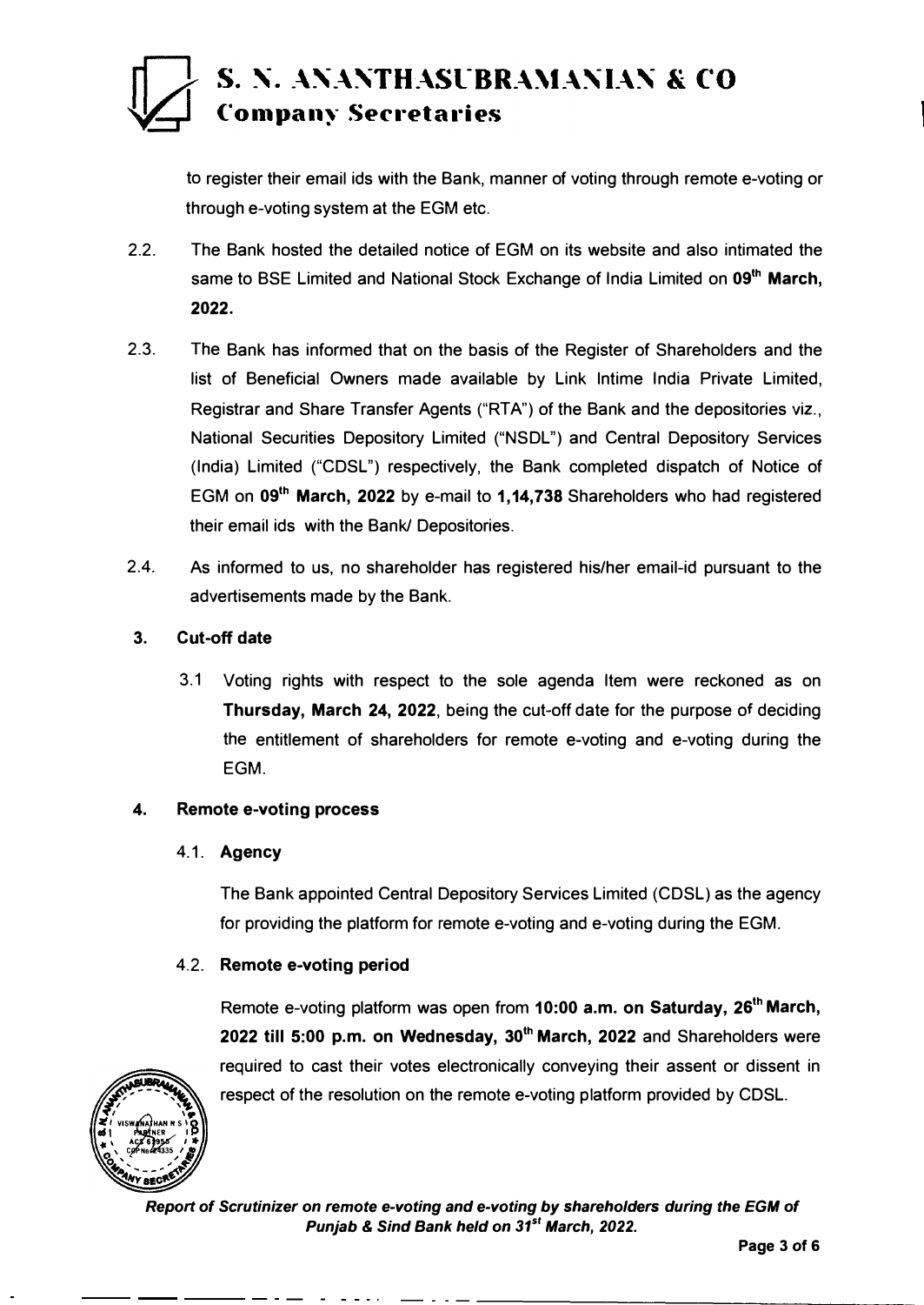to register their email ids with the Bank, manner of voting through remote e-voting or through e-voting system at the EGM etc.

2.2. The Bank hosted the detailed notice of EGM on its website and also intimated the same to BSE Limited and National Stock Exchange of India Limited on **09th March, 2022.**

2.3. The Bank has informed that on the basis of the Register of Shareholders and the list of Beneficial Owners made available by Link Intime India Private Limited, Registrar and Share Transfer Agents ("RTA") of the Bank and the depositories viz., National Securities Depository Limited ("NSDL") and Central Depository Services (India) Limited ("CDSL") respectively, the Bank completed dispatch of Notice of EGM on **09th March, 2022** by e-mail to **1,14,738** Shareholders who had registered their email ids with the Bank/ Depositories.

2.4. As informed to us, no shareholder has registered his/her email-id pursuant to the advertisements made by the Bank.

### 3. Cut-off date

3.1 Voting rights with respect to the sole agenda Item were reckoned as on **Thursday, March 24, 2022**, being the cut-off date for the purpose of deciding the entitlement of shareholders for remote e-voting and e-voting during the EGM.

### 4. Remote e-voting process

#### 4.1. Agency

The Bank appointed Central Depository Services Limited (CDSL) as the agency for providing the platform for remote e-voting and e-voting during the EGM.

#### 4.2. Remote e-voting period

Remote e-voting platform was open from **10:00 a.m. on Saturday, 26th March, 2022 till 5:00 p.m. on Wednesday, 30th March, 2022** and Shareholders were required to cast their votes electronically conveying their assent or dissent in respect of the resolution on the remote e-voting platform provided by CDSL.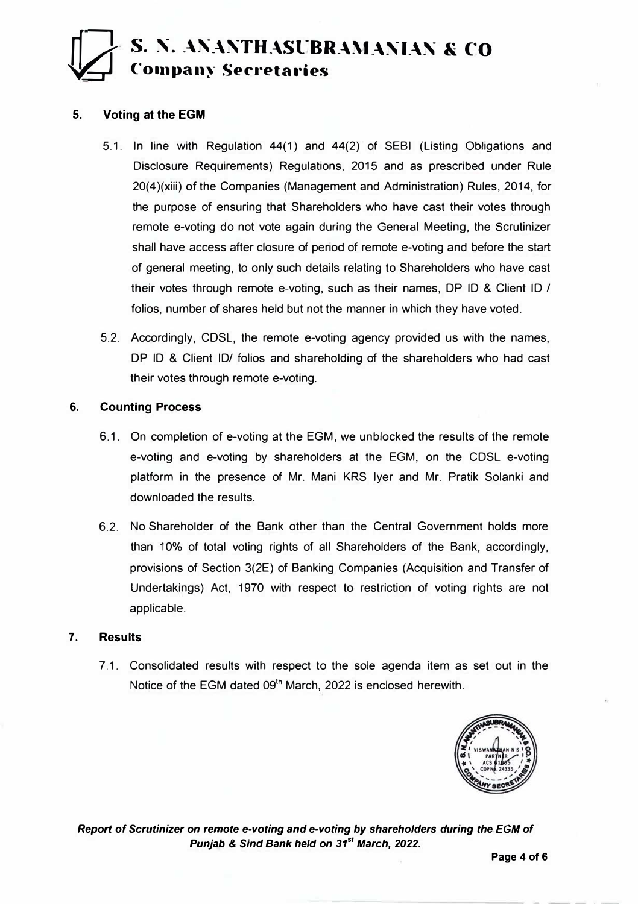## 5. Voting at the EGM

5.1. In line with Regulation 44(1) and 44(2) of SEBI (Listing Obligations and Disclosure Requirements) Regulations, 2015 and as prescribed under Rule 20(4)(xiii) of the Companies (Management and Administration) Rules, 2014, for the purpose of ensuring that Shareholders who have cast their votes through remote e-voting do not vote again during the General Meeting, the Scrutinizer shall have access after closure of period of remote e-voting and before the start of general meeting, to only such details relating to Shareholders who have cast their votes through remote e-voting, such as their names, DP ID & Client ID / folios, number of shares held but not the manner in which they have voted.

5.2. Accordingly, CDSL, the remote e-voting agency provided us with the names, DP ID & Client ID/ folios and shareholding of the shareholders who had cast their votes through remote e-voting.

## 6. Counting Process

6.1. On completion of e-voting at the EGM, we unblocked the results of the remote e-voting and e-voting by shareholders at the EGM, on the CDSL e-voting platform in the presence of Mr. Mani KRS Iyer and Mr. Pratik Solanki and downloaded the results.

6.2. No Shareholder of the Bank other than the Central Government holds more than 10% of total voting rights of all Shareholders of the Bank, accordingly, provisions of Section 3(2E) of Banking Companies (Acquisition and Transfer of Undertakings) Act, 1970 with respect to restriction of voting rights are not applicable.

## 7. Results

7.1. Consolidated results with respect to the sole agenda item as set out in the Notice of the EGM dated 09th March, 2022 is enclosed herewith.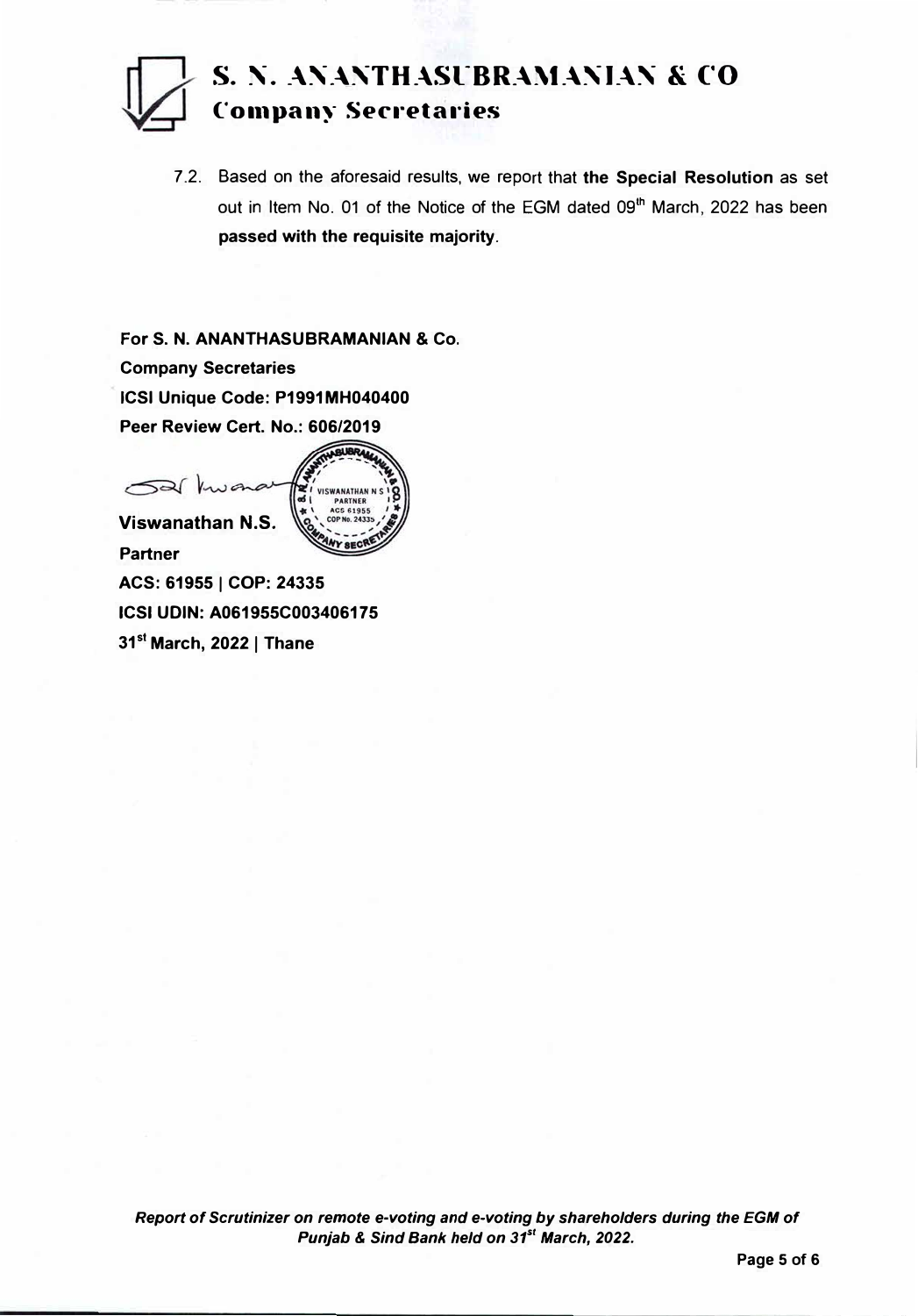# S. N. ANANTHASUBRAMANIAN & CO
## Company Secretaries

7.2. Based on the aforesaid results, we report that **the Special Resolution** as set out in Item No. 01 of the Notice of the EGM dated 09th March, 2022 has been **passed with the requisite majority**.

**For S. N. ANANTHASUBRAMANIAN & Co.**
**Company Secretaries**
**ICSI Unique Code: P1991MH040400**
**Peer Review Cert. No.: 606/2019**

**Viswanathan N.S.**
**Partner**
**ACS: 61955 | COP: 24335**
**ICSI UDIN: A061955C003406175**
**31st March, 2022 | Thane**

*Report of Scrutinizer on remote e-voting and e-voting by shareholders during the EGM of Punjab & Sind Bank held on 31st March, 2022.*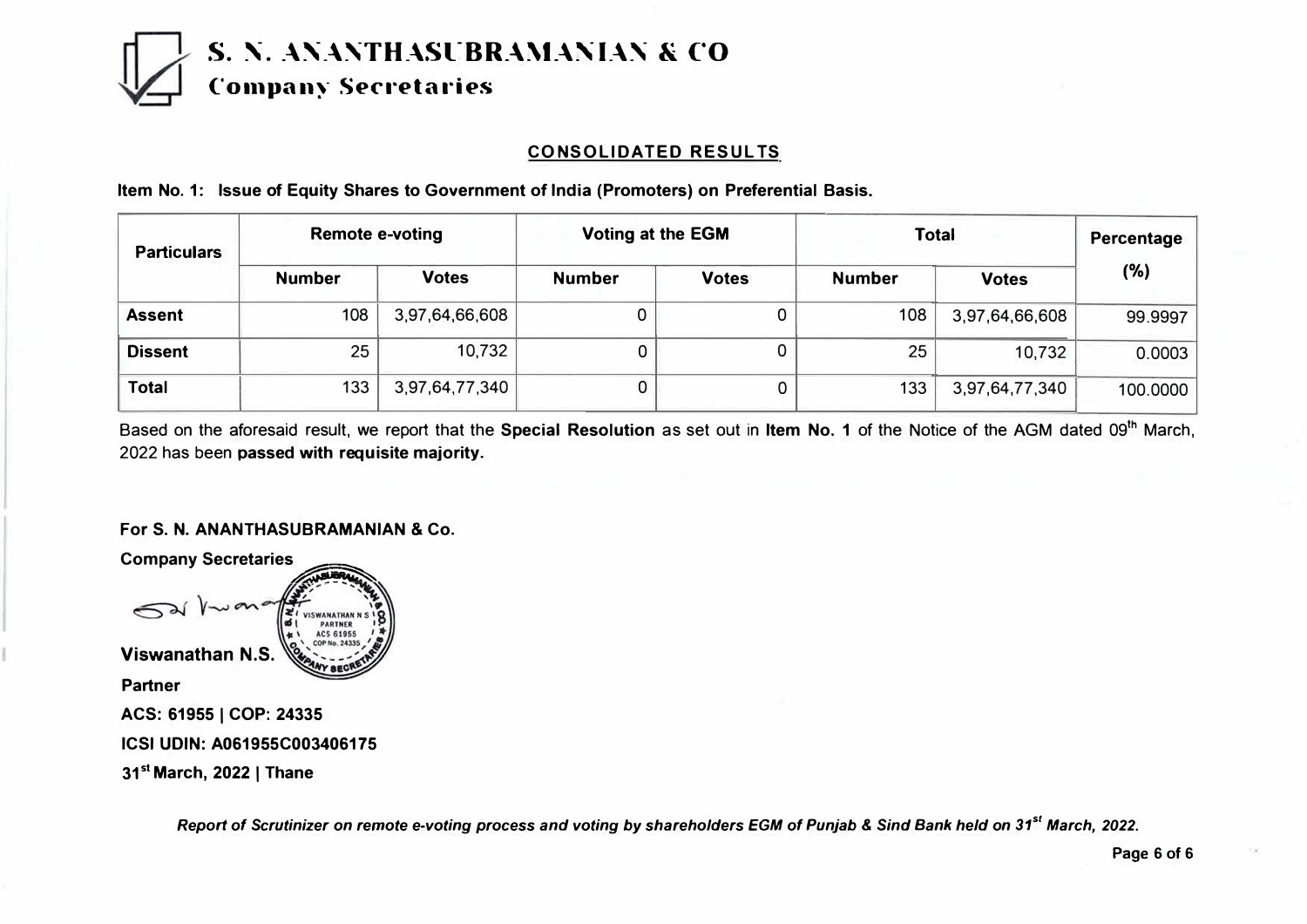# S. N. ANANTHASUBRAMANIAN & CO

**Company Secretaries**

## CONSOLIDATED RESULTS

**Item No. 1: Issue of Equity Shares to Government of India (Promoters) on Preferential Basis.**

| Particulars | Remote e-voting | | Voting at the EGM | | Total | | Percentage (%) |
|---|---|---|---|---|---|---|---|
| | Number | Votes | Number | Votes | Number | Votes | |
| **Assent** | 108 | 3,97,64,66,608 | 0 | 0 | 108 | 3,97,64,66,608 | 99.9997 |
| **Dissent** | 25 | 10,732 | 0 | 0 | 25 | 10,732 | 0.0003 |
| **Total** | 133 | 3,97,64,77,340 | 0 | 0 | 133 | 3,97,64,77,340 | 100.0000 |

Based on the aforesaid result, we report that the **Special Resolution** as set out in **Item No. 1** of the Notice of the AGM dated 09th March, 2022 has been **passed with requisite majority.**

**For S. N. ANANTHASUBRAMANIAN & Co.**

**Company Secretaries**

**Viswanathan N.S.**

**Partner**

**ACS: 61955 | COP: 24335**

**ICSI UDIN: A061955C003406175**

**31st March, 2022 | Thane**

***Report of Scrutinizer on remote e-voting process and voting by shareholders EGM of Punjab & Sind Bank held on 31st March, 2022.***